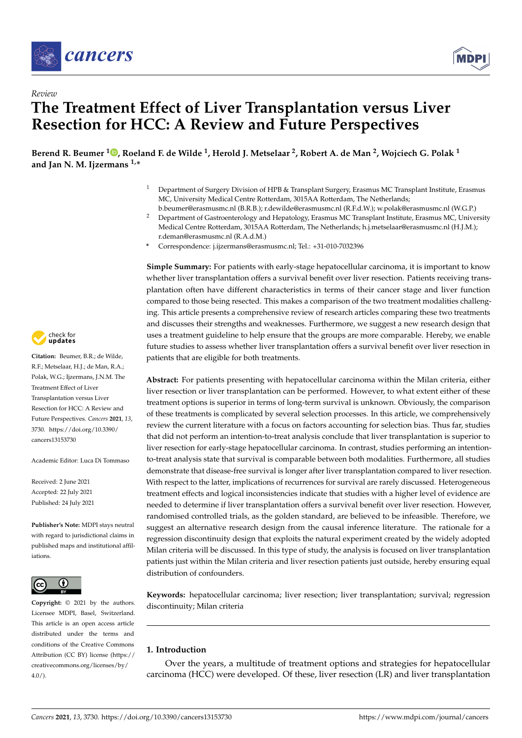Review

# The Treatment Effect of Liver Transplantation versus Liver Resection for HCC: A Review and Future Perspectives

**Berend R. Beumer [1], Roeland F. de Wilde [1], Herold J. Metselaar [2], Robert A. de Man [2], Wojciech G. Polak [1] and Jan N. M. Ijzermans [1,*]**

[1] Department of Surgery Division of HPB & Transplant Surgery, Erasmus MC Transplant Institute, Erasmus MC, University Medical Centre Rotterdam, 3015AA Rotterdam, The Netherlands; b.beumer@erasmusmc.nl (B.R.B.); r.dewilde@erasmusmc.nl (R.F.d.W.); w.polak@erasmusmc.nl (W.G.P.)

[2] Department of Gastroenterology and Hepatology, Erasmus MC Transplant Institute, Erasmus MC, University Medical Centre Rotterdam, 3015AA Rotterdam, The Netherlands; h.j.metselaar@erasmusmc.nl (H.J.M.); r.deman@erasmusmc.nl (R.A.d.M.)

\* Correspondence: j.ijzermans@erasmusmc.nl; Tel.: +31-010-7032396

**Citation:** Beumer, B.R.; de Wilde, R.F.; Metselaar, H.J.; de Man, R.A.; Polak, W.G.; Ijzermans, J.N.M. The Treatment Effect of Liver Transplantation versus Liver Resection for HCC: A Review and Future Perspectives. *Cancers* **2021**, *13*, 3730. https://doi.org/10.3390/cancers13153730

Academic Editor: Luca Di Tommaso

Received: 2 June 2021
Accepted: 22 July 2021
Published: 24 July 2021

**Publisher's Note:** MDPI stays neutral with regard to jurisdictional claims in published maps and institutional affiliations.

**Copyright:** © 2021 by the authors. Licensee MDPI, Basel, Switzerland. This article is an open access article distributed under the terms and conditions of the Creative Commons Attribution (CC BY) license (https://creativecommons.org/licenses/by/4.0/).

**Simple Summary:** For patients with early-stage hepatocellular carcinoma, it is important to know whether liver transplantation offers a survival benefit over liver resection. Patients receiving transplantation often have different characteristics in terms of their cancer stage and liver function compared to those being resected. This makes a comparison of the two treatment modalities challenging. This article presents a comprehensive review of research articles comparing these two treatments and discusses their strengths and weaknesses. Furthermore, we suggest a new research design that uses a treatment guideline to help ensure that the groups are more comparable. Hereby, we enable future studies to assess whether liver transplantation offers a survival benefit over liver resection in patients that are eligible for both treatments.

**Abstract:** For patients presenting with hepatocellular carcinoma within the Milan criteria, either liver resection or liver transplantation can be performed. However, to what extent either of these treatment options is superior in terms of long-term survival is unknown. Obviously, the comparison of these treatments is complicated by several selection processes. In this article, we comprehensively review the current literature with a focus on factors accounting for selection bias. Thus far, studies that did not perform an intention-to-treat analysis conclude that liver transplantation is superior to liver resection for early-stage hepatocellular carcinoma. In contrast, studies performing an intention-to-treat analysis state that survival is comparable between both modalities. Furthermore, all studies demonstrate that disease-free survival is longer after liver transplantation compared to liver resection. With respect to the latter, implications of recurrences for survival are rarely discussed. Heterogeneous treatment effects and logical inconsistencies indicate that studies with a higher level of evidence are needed to determine if liver transplantation offers a survival benefit over liver resection. However, randomised controlled trials, as the golden standard, are believed to be infeasible. Therefore, we suggest an alternative research design from the causal inference literature. The rationale for a regression discontinuity design that exploits the natural experiment created by the widely adopted Milan criteria will be discussed. In this type of study, the analysis is focused on liver transplantation patients just within the Milan criteria and liver resection patients just outside, hereby ensuring equal distribution of confounders.

**Keywords:** hepatocellular carcinoma; liver resection; liver transplantation; survival; regression discontinuity; Milan criteria

## 1. Introduction

Over the years, a multitude of treatment options and strategies for hepatocellular carcinoma (HCC) were developed. Of these, liver resection (LR) and liver transplantation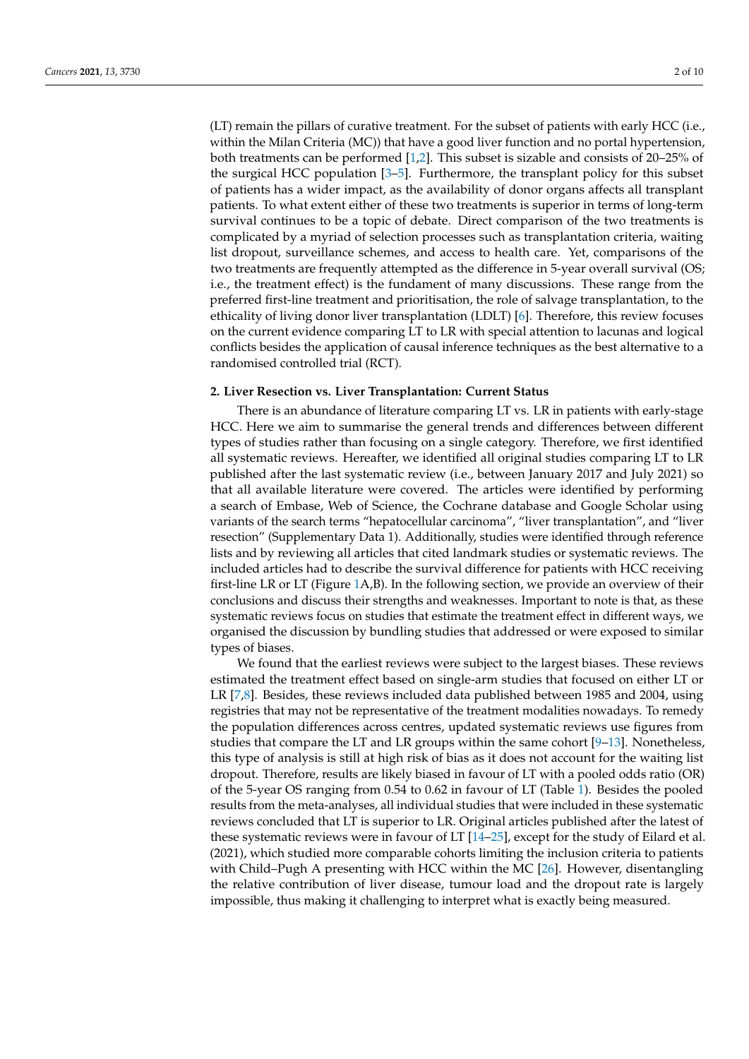(LT) remain the pillars of curative treatment. For the subset of patients with early HCC (i.e., within the Milan Criteria (MC)) that have a good liver function and no portal hypertension, both treatments can be performed [1,2]. This subset is sizable and consists of 20–25% of the surgical HCC population [3–5]. Furthermore, the transplant policy for this subset of patients has a wider impact, as the availability of donor organs affects all transplant patients. To what extent either of these two treatments is superior in terms of long-term survival continues to be a topic of debate. Direct comparison of the two treatments is complicated by a myriad of selection processes such as transplantation criteria, waiting list dropout, surveillance schemes, and access to health care. Yet, comparisons of the two treatments are frequently attempted as the difference in 5-year overall survival (OS; i.e., the treatment effect) is the fundament of many discussions. These range from the preferred first-line treatment and prioritisation, the role of salvage transplantation, to the ethicality of living donor liver transplantation (LDLT) [6]. Therefore, this review focuses on the current evidence comparing LT to LR with special attention to lacunas and logical conflicts besides the application of causal inference techniques as the best alternative to a randomised controlled trial (RCT).

## 2. Liver Resection vs. Liver Transplantation: Current Status

There is an abundance of literature comparing LT vs. LR in patients with early-stage HCC. Here we aim to summarise the general trends and differences between different types of studies rather than focusing on a single category. Therefore, we first identified all systematic reviews. Hereafter, we identified all original studies comparing LT to LR published after the last systematic review (i.e., between January 2017 and July 2021) so that all available literature were covered. The articles were identified by performing a search of Embase, Web of Science, the Cochrane database and Google Scholar using variants of the search terms "hepatocellular carcinoma", "liver transplantation", and "liver resection" (Supplementary Data 1). Additionally, studies were identified through reference lists and by reviewing all articles that cited landmark studies or systematic reviews. The included articles had to describe the survival difference for patients with HCC receiving first-line LR or LT (Figure 1A,B). In the following section, we provide an overview of their conclusions and discuss their strengths and weaknesses. Important to note is that, as these systematic reviews focus on studies that estimate the treatment effect in different ways, we organised the discussion by bundling studies that addressed or were exposed to similar types of biases.

We found that the earliest reviews were subject to the largest biases. These reviews estimated the treatment effect based on single-arm studies that focused on either LT or LR [7,8]. Besides, these reviews included data published between 1985 and 2004, using registries that may not be representative of the treatment modalities nowadays. To remedy the population differences across centres, updated systematic reviews use figures from studies that compare the LT and LR groups within the same cohort [9–13]. Nonetheless, this type of analysis is still at high risk of bias as it does not account for the waiting list dropout. Therefore, results are likely biased in favour of LT with a pooled odds ratio (OR) of the 5-year OS ranging from 0.54 to 0.62 in favour of LT (Table 1). Besides the pooled results from the meta-analyses, all individual studies that were included in these systematic reviews concluded that LT is superior to LR. Original articles published after the latest of these systematic reviews were in favour of LT [14–25], except for the study of Eilard et al. (2021), which studied more comparable cohorts limiting the inclusion criteria to patients with Child–Pugh A presenting with HCC within the MC [26]. However, disentangling the relative contribution of liver disease, tumour load and the dropout rate is largely impossible, thus making it challenging to interpret what is exactly being measured.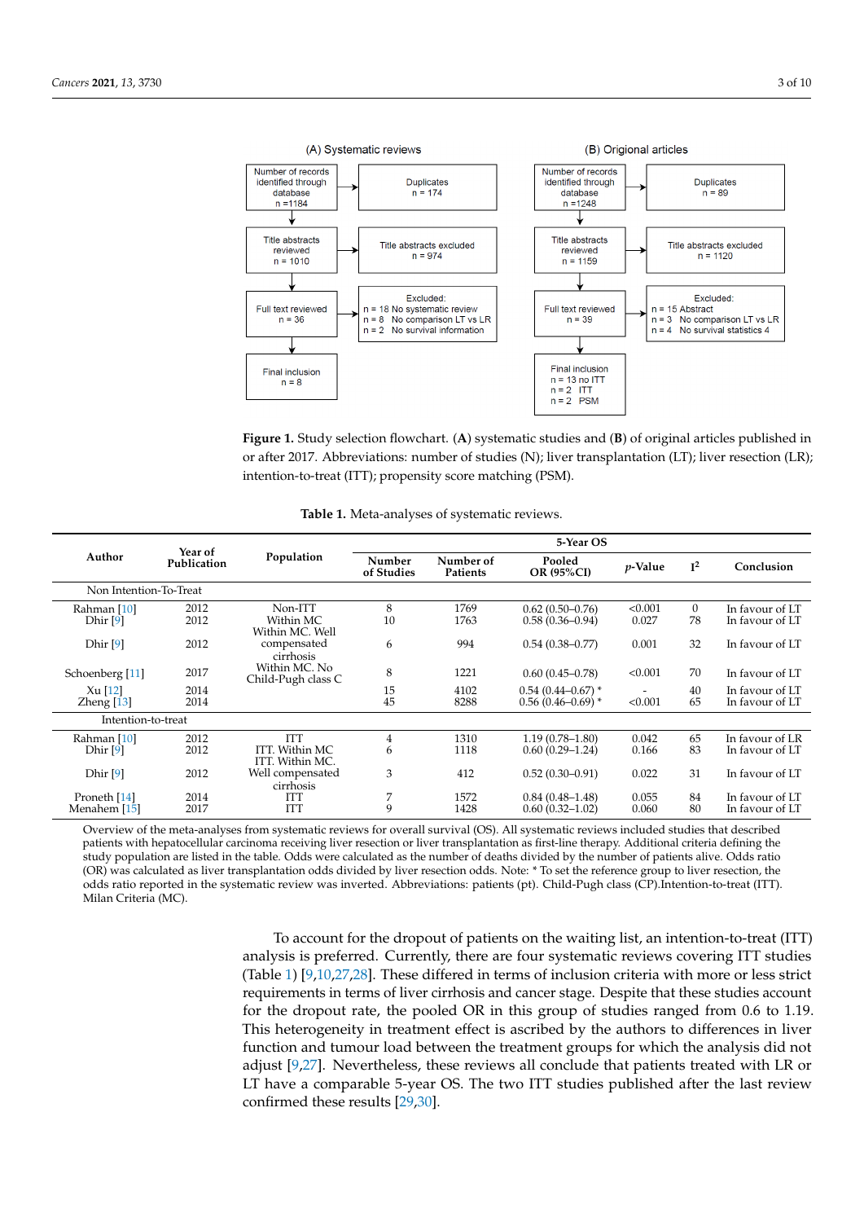(A) Systematic reviews

- Number of records identified through database n = 1184 → Duplicates n = 174
- Title abstracts reviewed n = 1010 → Title abstracts excluded n = 974
- Full text reviewed n = 36 → Excluded: n = 18 No systematic review; n = 8 No comparison LT vs LR; n = 2 No survival information
- Final inclusion n = 8

(B) Origional articles

- Number of records identified through database n = 1248 → Duplicates n = 89
- Title abstracts reviewed n = 1159 → Title abstracts excluded n = 1120
- Full text reviewed n = 39 → Excluded: n = 15 Abstract; n = 3 No comparison LT vs LR; n = 4 No survival statistics 4
- Final inclusion n = 13 no ITT; n = 2 ITT; n = 2 PSM

**Figure 1.** Study selection flowchart. (**A**) systematic studies and (**B**) of original articles published in or after 2017. Abbreviations: number of studies (N); liver transplantation (LT); liver resection (LR); intention-to-treat (ITT); propensity score matching (PSM).

**Table 1.** Meta-analyses of systematic reviews.

| Author | Year of Publication | Population | 5-Year OS | | | | | |
|---|---|---|---|---|---|---|---|---|
| | | | Number of Studies | Number of Patients | Pooled OR (95%CI) | *p*-Value | $I^2$ | Conclusion |
| Non Intention-To-Treat | | | | | | | | |
| Rahman [10] | 2012 | Non-ITT | 8 | 1769 | 0.62 (0.50–0.76) | <0.001 | 0 | In favour of LT |
| Dhir [9] | 2012 | Within MC | 10 | 1763 | 0.58 (0.36–0.94) | 0.027 | 78 | In favour of LT |
| Dhir [9] | 2012 | Within MC. Well compensated cirrhosis | 6 | 994 | 0.54 (0.38–0.77) | 0.001 | 32 | In favour of LT |
| Schoenberg [11] | 2017 | Within MC. No Child-Pugh class C | 8 | 1221 | 0.60 (0.45–0.78) | <0.001 | 70 | In favour of LT |
| Xu [12] | 2014 | | 15 | 4102 | 0.54 (0.44–0.67) * | - | 40 | In favour of LT |
| Zheng [13] | 2014 | | 45 | 8288 | 0.56 (0.46–0.69) * | <0.001 | 65 | In favour of LT |
| Intention-to-treat | | | | | | | | |
| Rahman [10] | 2012 | ITT | 4 | 1310 | 1.19 (0.78–1.80) | 0.042 | 65 | In favour of LR |
| Dhir [9] | 2012 | ITT. Within MC | 6 | 1118 | 0.60 (0.29–1.24) | 0.166 | 83 | In favour of LT |
| Dhir [9] | 2012 | ITT. Within MC. Well compensated cirrhosis | 3 | 412 | 0.52 (0.30–0.91) | 0.022 | 31 | In favour of LT |
| Proneth [14] | 2014 | ITT | 7 | 1572 | 0.84 (0.48–1.48) | 0.055 | 84 | In favour of LT |
| Menahem [15] | 2017 | ITT | 9 | 1428 | 0.60 (0.32–1.02) | 0.060 | 80 | In favour of LT |

Overview of the meta-analyses from systematic reviews for overall survival (OS). All systematic reviews included studies that described patients with hepatocellular carcinoma receiving liver resection or liver transplantation as first-line therapy. Additional criteria defining the study population are listed in the table. Odds were calculated as the number of deaths divided by the number of patients alive. Odds ratio (OR) was calculated as liver transplantation odds divided by liver resection odds. Note: * To set the reference group to liver resection, the odds ratio reported in the systematic review was inverted. Abbreviations: patients (pt). Child-Pugh class (CP).Intention-to-treat (ITT). Milan Criteria (MC).

To account for the dropout of patients on the waiting list, an intention-to-treat (ITT) analysis is preferred. Currently, there are four systematic reviews covering ITT studies (Table 1) [9,10,27,28]. These differed in terms of inclusion criteria with more or less strict requirements in terms of liver cirrhosis and cancer stage. Despite that these studies account for the dropout rate, the pooled OR in this group of studies ranged from 0.6 to 1.19. This heterogeneity in treatment effect is ascribed by the authors to differences in liver function and tumour load between the treatment groups for which the analysis did not adjust [9,27]. Nevertheless, these reviews all conclude that patients treated with LR or LT have a comparable 5-year OS. The two ITT studies published after the last review confirmed these results [29,30].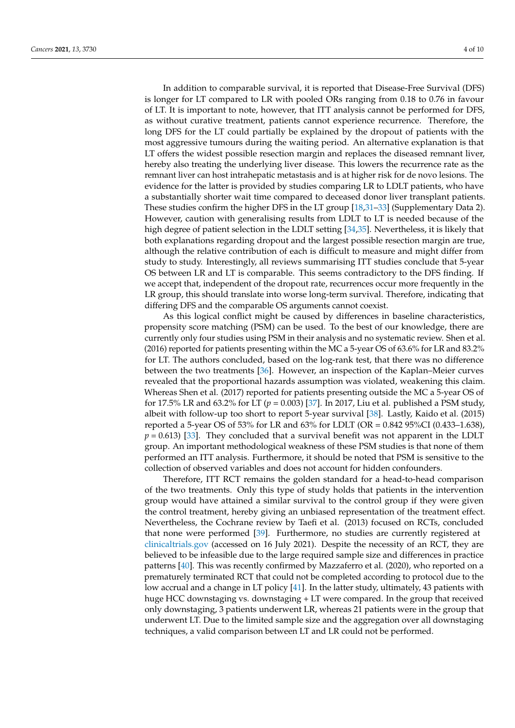In addition to comparable survival, it is reported that Disease-Free Survival (DFS) is longer for LT compared to LR with pooled ORs ranging from 0.18 to 0.76 in favour of LT. It is important to note, however, that ITT analysis cannot be performed for DFS, as without curative treatment, patients cannot experience recurrence. Therefore, the long DFS for the LT could partially be explained by the dropout of patients with the most aggressive tumours during the waiting period. An alternative explanation is that LT offers the widest possible resection margin and replaces the diseased remnant liver, hereby also treating the underlying liver disease. This lowers the recurrence rate as the remnant liver can host intrahepatic metastasis and is at higher risk for de novo lesions. The evidence for the latter is provided by studies comparing LR to LDLT patients, who have a substantially shorter wait time compared to deceased donor liver transplant patients. These studies confirm the higher DFS in the LT group [18,31–33] (Supplementary Data 2). However, caution with generalising results from LDLT to LT is needed because of the high degree of patient selection in the LDLT setting [34,35]. Nevertheless, it is likely that both explanations regarding dropout and the largest possible resection margin are true, although the relative contribution of each is difficult to measure and might differ from study to study. Interestingly, all reviews summarising ITT studies conclude that 5-year OS between LR and LT is comparable. This seems contradictory to the DFS finding. If we accept that, independent of the dropout rate, recurrences occur more frequently in the LR group, this should translate into worse long-term survival. Therefore, indicating that differing DFS and the comparable OS arguments cannot coexist.

As this logical conflict might be caused by differences in baseline characteristics, propensity score matching (PSM) can be used. To the best of our knowledge, there are currently only four studies using PSM in their analysis and no systematic review. Shen et al. (2016) reported for patients presenting within the MC a 5-year OS of 63.6% for LR and 83.2% for LT. The authors concluded, based on the log-rank test, that there was no difference between the two treatments [36]. However, an inspection of the Kaplan–Meier curves revealed that the proportional hazards assumption was violated, weakening this claim. Whereas Shen et al. (2017) reported for patients presenting outside the MC a 5-year OS of for 17.5% LR and 63.2% for LT ($p = 0.003$) [37]. In 2017, Liu et al. published a PSM study, albeit with follow-up too short to report 5-year survival [38]. Lastly, Kaido et al. (2015) reported a 5-year OS of 53% for LR and 63% for LDLT (OR = 0.842 95%CI (0.433–1.638), $p = 0.613$) [33]. They concluded that a survival benefit was not apparent in the LDLT group. An important methodological weakness of these PSM studies is that none of them performed an ITT analysis. Furthermore, it should be noted that PSM is sensitive to the collection of observed variables and does not account for hidden confounders.

Therefore, ITT RCT remains the golden standard for a head-to-head comparison of the two treatments. Only this type of study holds that patients in the intervention group would have attained a similar survival to the control group if they were given the control treatment, hereby giving an unbiased representation of the treatment effect. Nevertheless, the Cochrane review by Taefi et al. (2013) focused on RCTs, concluded that none were performed [39]. Furthermore, no studies are currently registered at clinicaltrials.gov (accessed on 16 July 2021). Despite the necessity of an RCT, they are believed to be infeasible due to the large required sample size and differences in practice patterns [40]. This was recently confirmed by Mazzaferro et al. (2020), who reported on a prematurely terminated RCT that could not be completed according to protocol due to the low accrual and a change in LT policy [41]. In the latter study, ultimately, 43 patients with huge HCC downstaging vs. downstaging + LT were compared. In the group that received only downstaging, 3 patients underwent LR, whereas 21 patients were in the group that underwent LT. Due to the limited sample size and the aggregation over all downstaging techniques, a valid comparison between LT and LR could not be performed.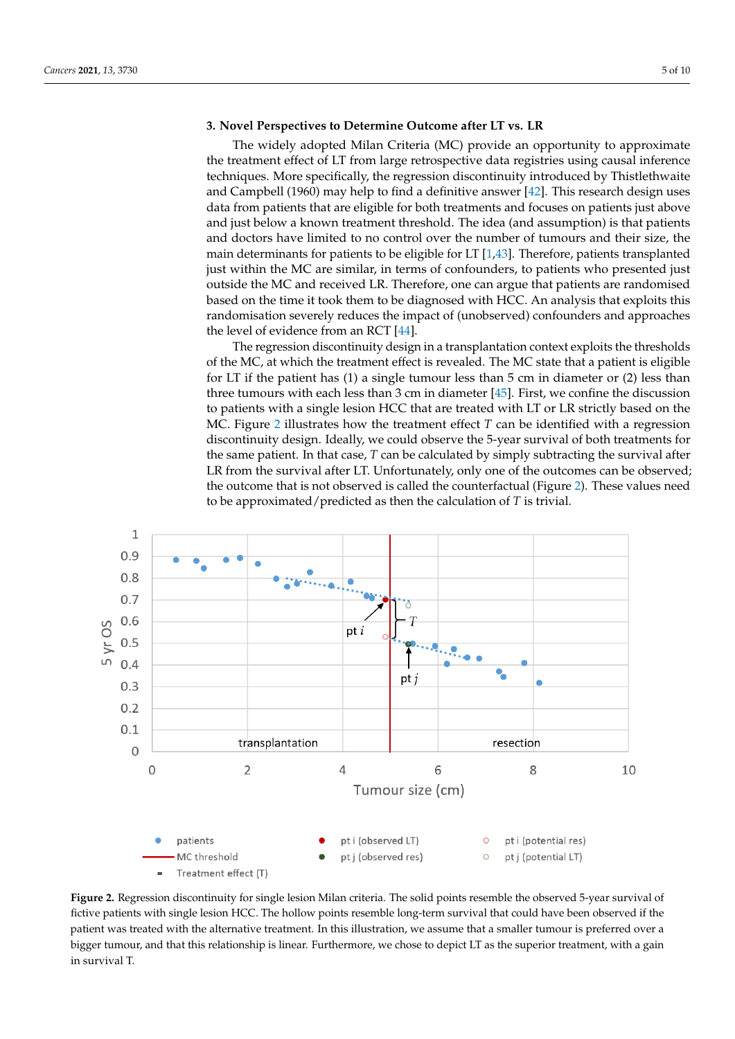## 3. Novel Perspectives to Determine Outcome after LT vs. LR

The widely adopted Milan Criteria (MC) provide an opportunity to approximate the treatment effect of LT from large retrospective data registries using causal inference techniques. More specifically, the regression discontinuity introduced by Thistlethwaite and Campbell (1960) may help to find a definitive answer [42]. This research design uses data from patients that are eligible for both treatments and focuses on patients just above and just below a known treatment threshold. The idea (and assumption) is that patients and doctors have limited to no control over the number of tumours and their size, the main determinants for patients to be eligible for LT [1,43]. Therefore, patients transplanted just within the MC are similar, in terms of confounders, to patients who presented just outside the MC and received LR. Therefore, one can argue that patients are randomised based on the time it took them to be diagnosed with HCC. An analysis that exploits this randomisation severely reduces the impact of (unobserved) confounders and approaches the level of evidence from an RCT [44].

The regression discontinuity design in a transplantation context exploits the thresholds of the MC, at which the treatment effect is revealed. The MC state that a patient is eligible for LT if the patient has (1) a single tumour less than 5 cm in diameter or (2) less than three tumours with each less than 3 cm in diameter [45]. First, we confine the discussion to patients with a single lesion HCC that are treated with LT or LR strictly based on the MC. Figure 2 illustrates how the treatment effect $T$ can be identified with a regression discontinuity design. Ideally, we could observe the 5-year survival of both treatments for the same patient. In that case, $T$ can be calculated by simply subtracting the survival after LR from the survival after LT. Unfortunately, only one of the outcomes can be observed; the outcome that is not observed is called the counterfactual (Figure 2). These values need to be approximated/predicted as then the calculation of $T$ is trivial.

**Figure 2.** Regression discontinuity for single lesion Milan criteria. The solid points resemble the observed 5-year survival of fictive patients with single lesion HCC. The hollow points resemble long-term survival that could have been observed if the patient was treated with the alternative treatment. In this illustration, we assume that a smaller tumour is preferred over a bigger tumour, and that this relationship is linear. Furthermore, we chose to depict LT as the superior treatment, with a gain in survival T.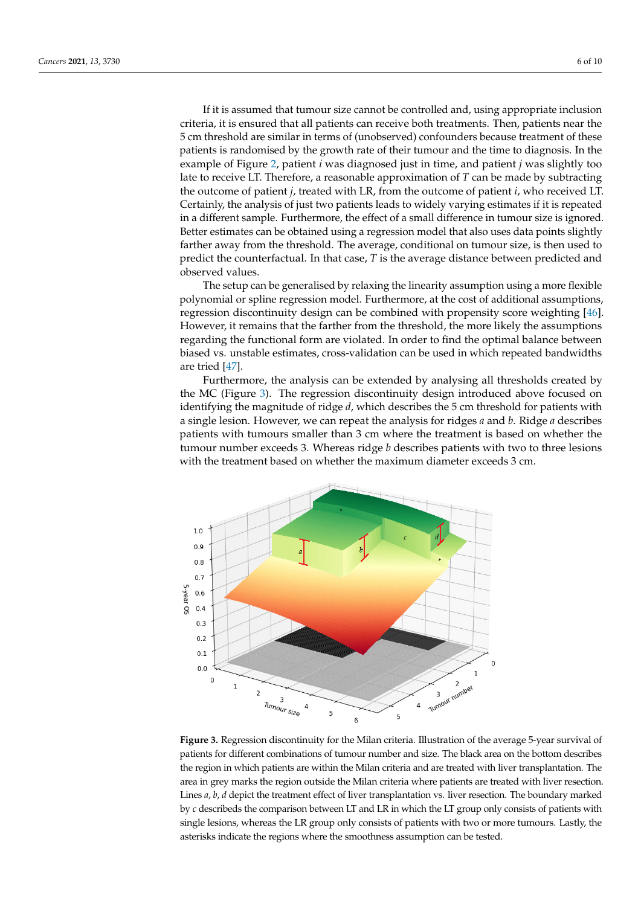If it is assumed that tumour size cannot be controlled and, using appropriate inclusion criteria, it is ensured that all patients can receive both treatments. Then, patients near the 5 cm threshold are similar in terms of (unobserved) confounders because treatment of these patients is randomised by the growth rate of their tumour and the time to diagnosis. In the example of Figure 2, patient *i* was diagnosed just in time, and patient *j* was slightly too late to receive LT. Therefore, a reasonable approximation of $T$ can be made by subtracting the outcome of patient *j*, treated with LR, from the outcome of patient *i*, who received LT. Certainly, the analysis of just two patients leads to widely varying estimates if it is repeated in a different sample. Furthermore, the effect of a small difference in tumour size is ignored. Better estimates can be obtained using a regression model that also uses data points slightly farther away from the threshold. The average, conditional on tumour size, is then used to predict the counterfactual. In that case, $T$ is the average distance between predicted and observed values.

The setup can be generalised by relaxing the linearity assumption using a more flexible polynomial or spline regression model. Furthermore, at the cost of additional assumptions, regression discontinuity design can be combined with propensity score weighting [46]. However, it remains that the farther from the threshold, the more likely the assumptions regarding the functional form are violated. In order to find the optimal balance between biased vs. unstable estimates, cross-validation can be used in which repeated bandwidths are tried [47].

Furthermore, the analysis can be extended by analysing all thresholds created by the MC (Figure 3). The regression discontinuity design introduced above focused on identifying the magnitude of ridge *d*, which describes the 5 cm threshold for patients with a single lesion. However, we can repeat the analysis for ridges *a* and *b*. Ridge *a* describes patients with tumours smaller than 3 cm where the treatment is based on whether the tumour number exceeds 3. Whereas ridge *b* describes patients with two to three lesions with the treatment based on whether the maximum diameter exceeds 3 cm.

**Figure 3.** Regression discontinuity for the Milan criteria. Illustration of the average 5-year survival of patients for different combinations of tumour number and size. The black area on the bottom describes the region in which patients are within the Milan criteria and are treated with liver transplantation. The area in grey marks the region outside the Milan criteria where patients are treated with liver resection. Lines *a*, *b*, *d* depict the treatment effect of liver transplantation vs. liver resection. The boundary marked by *c* describeds the comparison between LT and LR in which the LT group only consists of patients with single lesions, whereas the LR group only consists of patients with two or more tumours. Lastly, the asterisks indicate the regions where the smoothness assumption can be tested.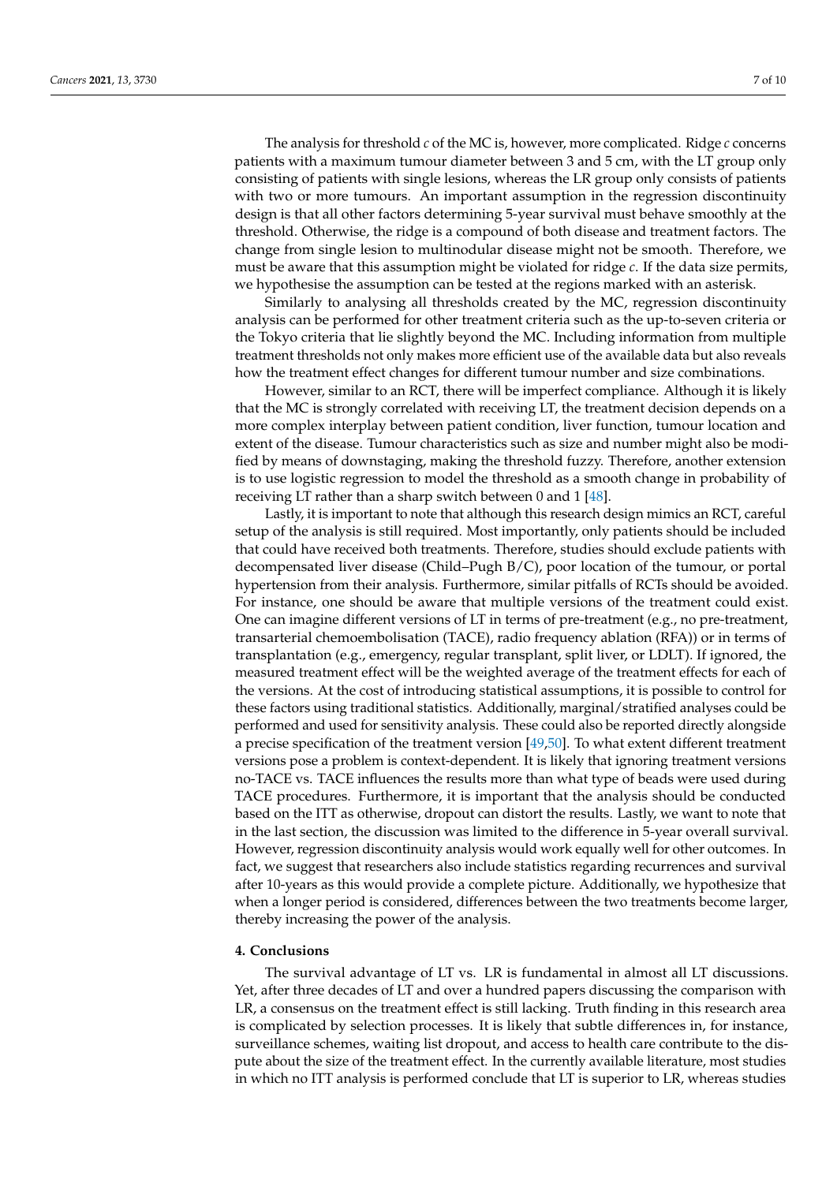The analysis for threshold *c* of the MC is, however, more complicated. Ridge *c* concerns patients with a maximum tumour diameter between 3 and 5 cm, with the LT group only consisting of patients with single lesions, whereas the LR group only consists of patients with two or more tumours. An important assumption in the regression discontinuity design is that all other factors determining 5-year survival must behave smoothly at the threshold. Otherwise, the ridge is a compound of both disease and treatment factors. The change from single lesion to multinodular disease might not be smooth. Therefore, we must be aware that this assumption might be violated for ridge *c*. If the data size permits, we hypothesise the assumption can be tested at the regions marked with an asterisk.

Similarly to analysing all thresholds created by the MC, regression discontinuity analysis can be performed for other treatment criteria such as the up-to-seven criteria or the Tokyo criteria that lie slightly beyond the MC. Including information from multiple treatment thresholds not only makes more efficient use of the available data but also reveals how the treatment effect changes for different tumour number and size combinations.

However, similar to an RCT, there will be imperfect compliance. Although it is likely that the MC is strongly correlated with receiving LT, the treatment decision depends on a more complex interplay between patient condition, liver function, tumour location and extent of the disease. Tumour characteristics such as size and number might also be modified by means of downstaging, making the threshold fuzzy. Therefore, another extension is to use logistic regression to model the threshold as a smooth change in probability of receiving LT rather than a sharp switch between 0 and 1 [48].

Lastly, it is important to note that although this research design mimics an RCT, careful setup of the analysis is still required. Most importantly, only patients should be included that could have received both treatments. Therefore, studies should exclude patients with decompensated liver disease (Child–Pugh B/C), poor location of the tumour, or portal hypertension from their analysis. Furthermore, similar pitfalls of RCTs should be avoided. For instance, one should be aware that multiple versions of the treatment could exist. One can imagine different versions of LT in terms of pre-treatment (e.g., no pre-treatment, transarterial chemoembolisation (TACE), radio frequency ablation (RFA)) or in terms of transplantation (e.g., emergency, regular transplant, split liver, or LDLT). If ignored, the measured treatment effect will be the weighted average of the treatment effects for each of the versions. At the cost of introducing statistical assumptions, it is possible to control for these factors using traditional statistics. Additionally, marginal/stratified analyses could be performed and used for sensitivity analysis. These could also be reported directly alongside a precise specification of the treatment version [49,50]. To what extent different treatment versions pose a problem is context-dependent. It is likely that ignoring treatment versions no-TACE vs. TACE influences the results more than what type of beads were used during TACE procedures. Furthermore, it is important that the analysis should be conducted based on the ITT as otherwise, dropout can distort the results. Lastly, we want to note that in the last section, the discussion was limited to the difference in 5-year overall survival. However, regression discontinuity analysis would work equally well for other outcomes. In fact, we suggest that researchers also include statistics regarding recurrences and survival after 10-years as this would provide a complete picture. Additionally, we hypothesize that when a longer period is considered, differences between the two treatments become larger, thereby increasing the power of the analysis.

## 4. Conclusions

The survival advantage of LT vs. LR is fundamental in almost all LT discussions. Yet, after three decades of LT and over a hundred papers discussing the comparison with LR, a consensus on the treatment effect is still lacking. Truth finding in this research area is complicated by selection processes. It is likely that subtle differences in, for instance, surveillance schemes, waiting list dropout, and access to health care contribute to the dispute about the size of the treatment effect. In the currently available literature, most studies in which no ITT analysis is performed conclude that LT is superior to LR, whereas studies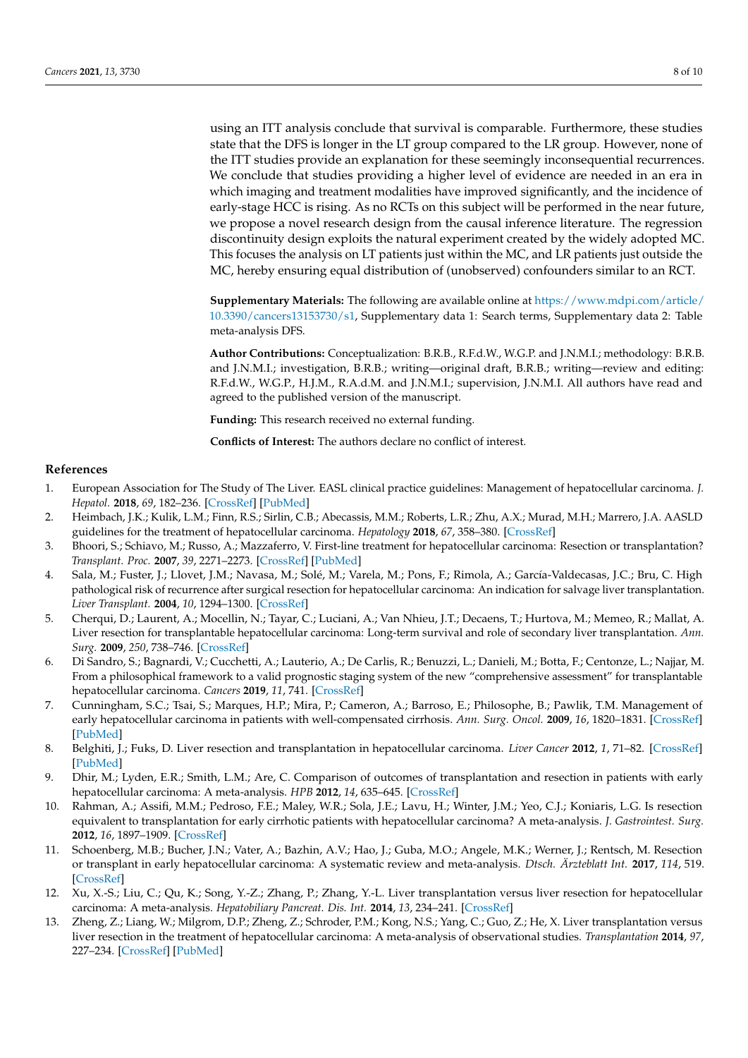using an ITT analysis conclude that survival is comparable. Furthermore, these studies state that the DFS is longer in the LT group compared to the LR group. However, none of the ITT studies provide an explanation for these seemingly inconsequential recurrences. We conclude that studies providing a higher level of evidence are needed in an era in which imaging and treatment modalities have improved significantly, and the incidence of early-stage HCC is rising. As no RCTs on this subject will be performed in the near future, we propose a novel research design from the causal inference literature. The regression discontinuity design exploits the natural experiment created by the widely adopted MC. This focuses the analysis on LT patients just within the MC, and LR patients just outside the MC, hereby ensuring equal distribution of (unobserved) confounders similar to an RCT.

**Supplementary Materials:** The following are available online at https://www.mdpi.com/article/10.3390/cancers13153730/s1, Supplementary data 1: Search terms, Supplementary data 2: Table meta-analysis DFS.

**Author Contributions:** Conceptualization: B.R.B., R.F.d.W., W.G.P. and J.N.M.I.; methodology: B.R.B. and J.N.M.I.; investigation, B.R.B.; writing—original draft, B.R.B.; writing—review and editing: R.F.d.W., W.G.P., H.J.M., R.A.d.M. and J.N.M.I.; supervision, J.N.M.I. All authors have read and agreed to the published version of the manuscript.

**Funding:** This research received no external funding.

**Conflicts of Interest:** The authors declare no conflict of interest.

## References

1. European Association for The Study of The Liver. EASL clinical practice guidelines: Management of hepatocellular carcinoma. *J. Hepatol.* **2018**, *69*, 182–236. [CrossRef] [PubMed]
2. Heimbach, J.K.; Kulik, L.M.; Finn, R.S.; Sirlin, C.B.; Abecassis, M.M.; Roberts, L.R.; Zhu, A.X.; Murad, M.H.; Marrero, J.A. AASLD guidelines for the treatment of hepatocellular carcinoma. *Hepatology* **2018**, *67*, 358–380. [CrossRef]
3. Bhoori, S.; Schiavo, M.; Russo, A.; Mazzaferro, V. First-line treatment for hepatocellular carcinoma: Resection or transplantation? *Transplant. Proc.* **2007**, *39*, 2271–2273. [CrossRef] [PubMed]
4. Sala, M.; Fuster, J.; Llovet, J.M.; Navasa, M.; Solé, M.; Varela, M.; Pons, F.; Rimola, A.; García-Valdecasas, J.C.; Bru, C. High pathological risk of recurrence after surgical resection for hepatocellular carcinoma: An indication for salvage liver transplantation. *Liver Transplant.* **2004**, *10*, 1294–1300. [CrossRef]
5. Cherqui, D.; Laurent, A.; Mocellin, N.; Tayar, C.; Luciani, A.; Van Nhieu, J.T.; Decaens, T.; Hurtova, M.; Memeo, R.; Mallat, A. Liver resection for transplantable hepatocellular carcinoma: Long-term survival and role of secondary liver transplantation. *Ann. Surg.* **2009**, *250*, 738–746. [CrossRef]
6. Di Sandro, S.; Bagnardi, V.; Cucchetti, A.; Lauterio, A.; De Carlis, R.; Benuzzi, L.; Danieli, M.; Botta, F.; Centonze, L.; Najjar, M. From a philosophical framework to a valid prognostic staging system of the new "comprehensive assessment" for transplantable hepatocellular carcinoma. *Cancers* **2019**, *11*, 741. [CrossRef]
7. Cunningham, S.C.; Tsai, S.; Marques, H.P.; Mira, P.; Cameron, A.; Barroso, E.; Philosophe, B.; Pawlik, T.M. Management of early hepatocellular carcinoma in patients with well-compensated cirrhosis. *Ann. Surg. Oncol.* **2009**, *16*, 1820–1831. [CrossRef] [PubMed]
8. Belghiti, J.; Fuks, D. Liver resection and transplantation in hepatocellular carcinoma. *Liver Cancer* **2012**, *1*, 71–82. [CrossRef] [PubMed]
9. Dhir, M.; Lyden, E.R.; Smith, L.M.; Are, C. Comparison of outcomes of transplantation and resection in patients with early hepatocellular carcinoma: A meta-analysis. *HPB* **2012**, *14*, 635–645. [CrossRef]
10. Rahman, A.; Assifi, M.M.; Pedroso, F.E.; Maley, W.R.; Sola, J.E.; Lavu, H.; Winter, J.M.; Yeo, C.J.; Koniaris, L.G. Is resection equivalent to transplantation for early cirrhotic patients with hepatocellular carcinoma? A meta-analysis. *J. Gastrointest. Surg.* **2012**, *16*, 1897–1909. [CrossRef]
11. Schoenberg, M.B.; Bucher, J.N.; Vater, A.; Bazhin, A.V.; Hao, J.; Guba, M.O.; Angele, M.K.; Werner, J.; Rentsch, M. Resection or transplant in early hepatocellular carcinoma: A systematic review and meta-analysis. *Dtsch. Ärzteblatt Int.* **2017**, *114*, 519. [CrossRef]
12. Xu, X.-S.; Liu, C.; Qu, K.; Song, Y.-Z.; Zhang, P.; Zhang, Y.-L. Liver transplantation versus liver resection for hepatocellular carcinoma: A meta-analysis. *Hepatobiliary Pancreat. Dis. Int.* **2014**, *13*, 234–241. [CrossRef]
13. Zheng, Z.; Liang, W.; Milgrom, D.P.; Zheng, Z.; Schroder, P.M.; Kong, N.S.; Yang, C.; Guo, Z.; He, X. Liver transplantation versus liver resection in the treatment of hepatocellular carcinoma: A meta-analysis of observational studies. *Transplantation* **2014**, *97*, 227–234. [CrossRef] [PubMed]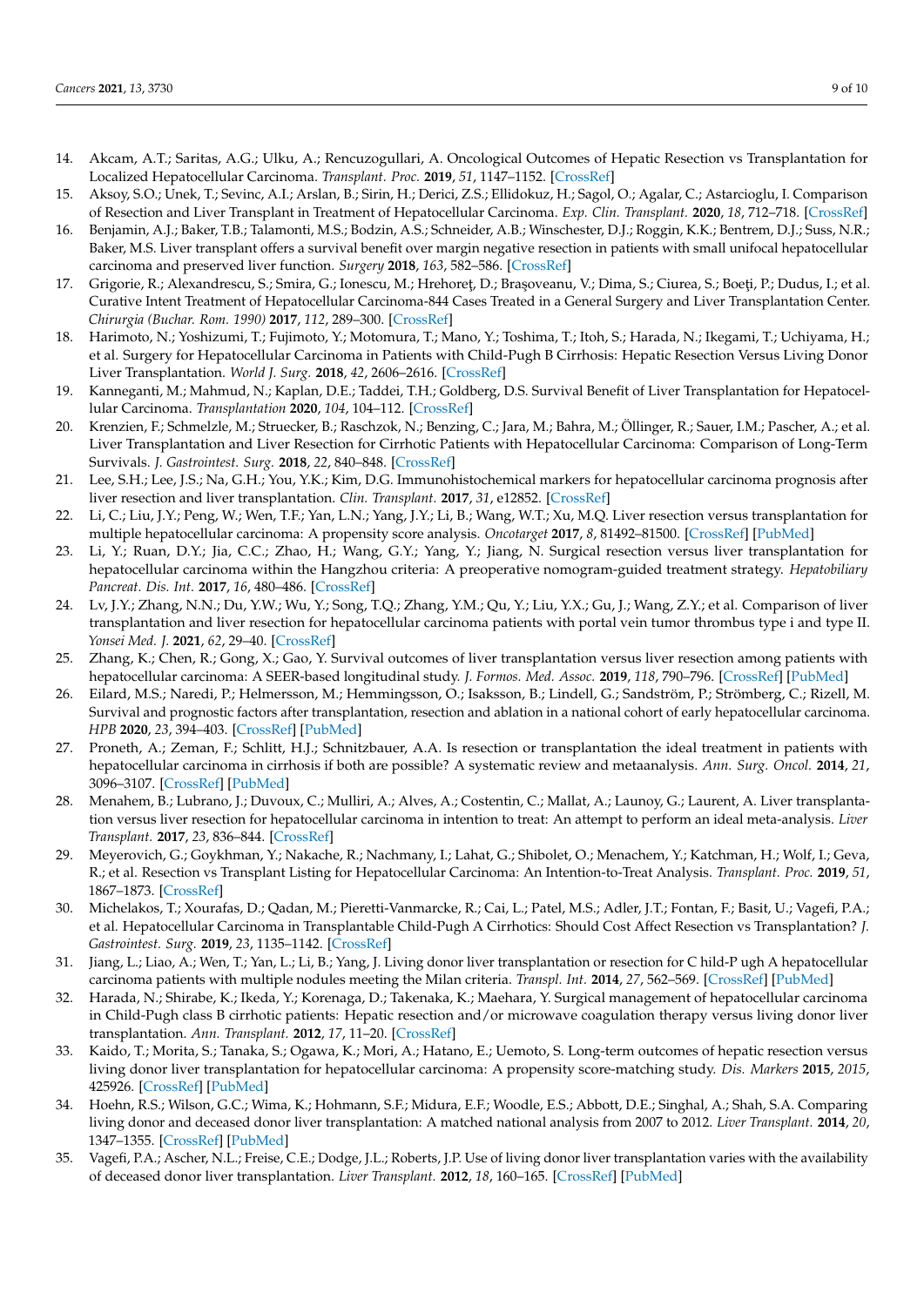14. Akcam, A.T.; Saritas, A.G.; Ulku, A.; Rencuzogullari, A. Oncological Outcomes of Hepatic Resection vs Transplantation for Localized Hepatocellular Carcinoma. *Transplant. Proc.* **2019**, *51*, 1147–1152. [CrossRef]
15. Aksoy, S.O.; Unek, T.; Sevinc, A.I.; Arslan, B.; Sirin, H.; Derici, Z.S.; Ellidokuz, H.; Sagol, O.; Agalar, C.; Astarcioglu, I. Comparison of Resection and Liver Transplant in Treatment of Hepatocellular Carcinoma. *Exp. Clin. Transplant.* **2020**, *18*, 712–718. [CrossRef]
16. Benjamin, A.J.; Baker, T.B.; Talamonti, M.S.; Bodzin, A.S.; Schneider, A.B.; Winschester, D.J.; Roggin, K.K.; Bentrem, D.J.; Suss, N.R.; Baker, M.S. Liver transplant offers a survival benefit over margin negative resection in patients with small unifocal hepatocellular carcinoma and preserved liver function. *Surgery* **2018**, *163*, 582–586. [CrossRef]
17. Grigorie, R.; Alexandrescu, S.; Smira, G.; Ionescu, M.; Hrehoreţ, D.; Braşoveanu, V.; Dima, S.; Ciurea, S.; Boeţi, P.; Dudus, I.; et al. Curative Intent Treatment of Hepatocellular Carcinoma-844 Cases Treated in a General Surgery and Liver Transplantation Center. *Chirurgia (Buchar. Rom. 1990)* **2017**, *112*, 289–300. [CrossRef]
18. Harimoto, N.; Yoshizumi, T.; Fujimoto, Y.; Motomura, T.; Mano, Y.; Toshima, T.; Itoh, S.; Harada, N.; Ikegami, T.; Uchiyama, H.; et al. Surgery for Hepatocellular Carcinoma in Patients with Child-Pugh B Cirrhosis: Hepatic Resection Versus Living Donor Liver Transplantation. *World J. Surg.* **2018**, *42*, 2606–2616. [CrossRef]
19. Kanneganti, M.; Mahmud, N.; Kaplan, D.E.; Taddei, T.H.; Goldberg, D.S. Survival Benefit of Liver Transplantation for Hepatocellular Carcinoma. *Transplantation* **2020**, *104*, 104–112. [CrossRef]
20. Krenzien, F.; Schmelzle, M.; Struecker, B.; Raschzok, N.; Benzing, C.; Jara, M.; Bahra, M.; Öllinger, R.; Sauer, I.M.; Pascher, A.; et al. Liver Transplantation and Liver Resection for Cirrhotic Patients with Hepatocellular Carcinoma: Comparison of Long-Term Survivals. *J. Gastrointest. Surg.* **2018**, *22*, 840–848. [CrossRef]
21. Lee, S.H.; Lee, J.S.; Na, G.H.; You, Y.K.; Kim, D.G. Immunohistochemical markers for hepatocellular carcinoma prognosis after liver resection and liver transplantation. *Clin. Transplant.* **2017**, *31*, e12852. [CrossRef]
22. Li, C.; Liu, J.Y.; Peng, W.; Wen, T.F.; Yan, L.N.; Yang, J.Y.; Li, B.; Wang, W.T.; Xu, M.Q. Liver resection versus transplantation for multiple hepatocellular carcinoma: A propensity score analysis. *Oncotarget* **2017**, *8*, 81492–81500. [CrossRef] [PubMed]
23. Li, Y.; Ruan, D.Y.; Jia, C.C.; Zhao, H.; Wang, G.Y.; Yang, Y.; Jiang, N. Surgical resection versus liver transplantation for hepatocellular carcinoma within the Hangzhou criteria: A preoperative nomogram-guided treatment strategy. *Hepatobiliary Pancreat. Dis. Int.* **2017**, *16*, 480–486. [CrossRef]
24. Lv, J.Y.; Zhang, N.N.; Du, Y.W.; Wu, Y.; Song, T.Q.; Zhang, Y.M.; Qu, Y.; Liu, Y.X.; Gu, J.; Wang, Z.Y.; et al. Comparison of liver transplantation and liver resection for hepatocellular carcinoma patients with portal vein tumor thrombus type i and type II. *Yonsei Med. J.* **2021**, *62*, 29–40. [CrossRef]
25. Zhang, K.; Chen, R.; Gong, X.; Gao, Y. Survival outcomes of liver transplantation versus liver resection among patients with hepatocellular carcinoma: A SEER-based longitudinal study. *J. Formos. Med. Assoc.* **2019**, *118*, 790–796. [CrossRef] [PubMed]
26. Eilard, M.S.; Naredi, P.; Helmersson, M.; Hemmingsson, O.; Isaksson, B.; Lindell, G.; Sandström, P.; Strömberg, C.; Rizell, M. Survival and prognostic factors after transplantation, resection and ablation in a national cohort of early hepatocellular carcinoma. *HPB* **2020**, *23*, 394–403. [CrossRef] [PubMed]
27. Proneth, A.; Zeman, F.; Schlitt, H.J.; Schnitzbauer, A.A. Is resection or transplantation the ideal treatment in patients with hepatocellular carcinoma in cirrhosis if both are possible? A systematic review and metaanalysis. *Ann. Surg. Oncol.* **2014**, *21*, 3096–3107. [CrossRef] [PubMed]
28. Menahem, B.; Lubrano, J.; Duvoux, C.; Mulliri, A.; Alves, A.; Costentin, C.; Mallat, A.; Launoy, G.; Laurent, A. Liver transplantation versus liver resection for hepatocellular carcinoma in intention to treat: An attempt to perform an ideal meta-analysis. *Liver Transplant.* **2017**, *23*, 836–844. [CrossRef]
29. Meyerovich, G.; Goykhman, Y.; Nakache, R.; Nachmany, I.; Lahat, G.; Shibolet, O.; Menachem, Y.; Katchman, H.; Wolf, I.; Geva, R.; et al. Resection vs Transplant Listing for Hepatocellular Carcinoma: An Intention-to-Treat Analysis. *Transplant. Proc.* **2019**, *51*, 1867–1873. [CrossRef]
30. Michelakos, T.; Xourafas, D.; Qadan, M.; Pieretti-Vanmarcke, R.; Cai, L.; Patel, M.S.; Adler, J.T.; Fontan, F.; Basit, U.; Vagefi, P.A.; et al. Hepatocellular Carcinoma in Transplantable Child-Pugh A Cirrhotics: Should Cost Affect Resection vs Transplantation? *J. Gastrointest. Surg.* **2019**, *23*, 1135–1142. [CrossRef]
31. Jiang, L.; Liao, A.; Wen, T.; Yan, L.; Li, B.; Yang, J. Living donor liver transplantation or resection for C hild-P ugh A hepatocellular carcinoma patients with multiple nodules meeting the Milan criteria. *Transpl. Int.* **2014**, *27*, 562–569. [CrossRef] [PubMed]
32. Harada, N.; Shirabe, K.; Ikeda, Y.; Korenaga, D.; Takenaka, K.; Maehara, Y. Surgical management of hepatocellular carcinoma in Child-Pugh class B cirrhotic patients: Hepatic resection and/or microwave coagulation therapy versus living donor liver transplantation. *Ann. Transplant.* **2012**, *17*, 11–20. [CrossRef]
33. Kaido, T.; Morita, S.; Tanaka, S.; Ogawa, K.; Mori, A.; Hatano, E.; Uemoto, S. Long-term outcomes of hepatic resection versus living donor liver transplantation for hepatocellular carcinoma: A propensity score-matching study. *Dis. Markers* **2015**, *2015*, 425926. [CrossRef] [PubMed]
34. Hoehn, R.S.; Wilson, G.C.; Wima, K.; Hohmann, S.F.; Midura, E.F.; Woodle, E.S.; Abbott, D.E.; Singhal, A.; Shah, S.A. Comparing living donor and deceased donor liver transplantation: A matched national analysis from 2007 to 2012. *Liver Transplant.* **2014**, *20*, 1347–1355. [CrossRef] [PubMed]
35. Vagefi, P.A.; Ascher, N.L.; Freise, C.E.; Dodge, J.L.; Roberts, J.P. Use of living donor liver transplantation varies with the availability of deceased donor liver transplantation. *Liver Transplant.* **2012**, *18*, 160–165. [CrossRef] [PubMed]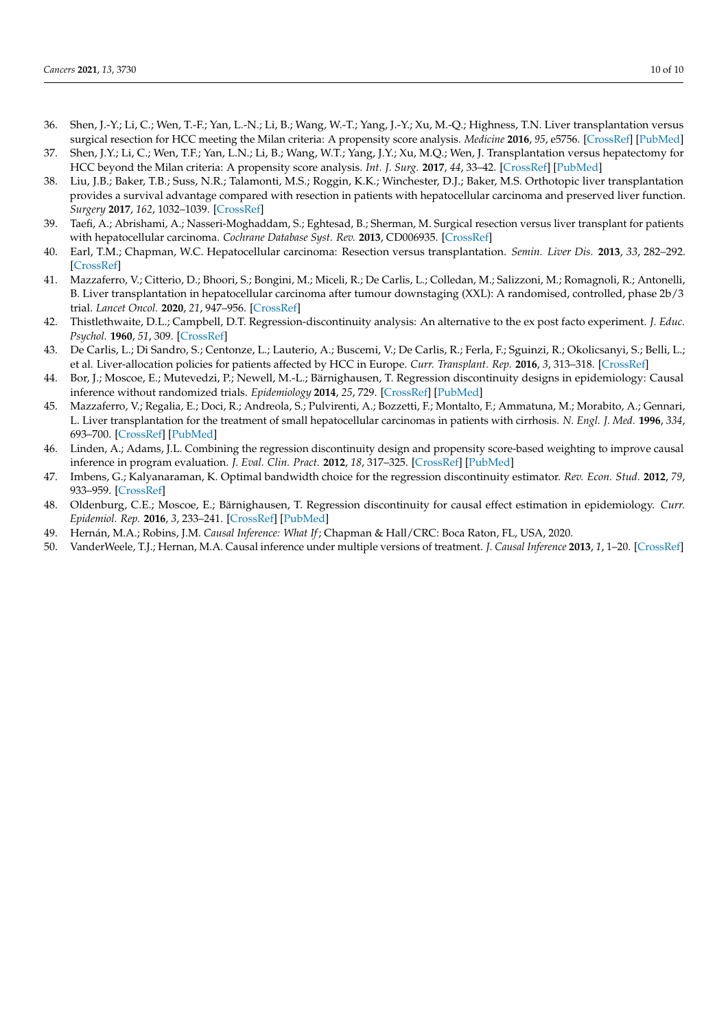36. Shen, J.-Y.; Li, C.; Wen, T.-F.; Yan, L.-N.; Li, B.; Wang, W.-T.; Yang, J.-Y.; Xu, M.-Q.; Highness, T.N. Liver transplantation versus surgical resection for HCC meeting the Milan criteria: A propensity score analysis. *Medicine* **2016**, *95*, e5756. [CrossRef] [PubMed]
37. Shen, J.Y.; Li, C.; Wen, T.F.; Yan, L.N.; Li, B.; Wang, W.T.; Yang, J.Y.; Xu, M.Q.; Wen, J. Transplantation versus hepatectomy for HCC beyond the Milan criteria: A propensity score analysis. *Int. J. Surg.* **2017**, *44*, 33–42. [CrossRef] [PubMed]
38. Liu, J.B.; Baker, T.B.; Suss, N.R.; Talamonti, M.S.; Roggin, K.K.; Winchester, D.J.; Baker, M.S. Orthotopic liver transplantation provides a survival advantage compared with resection in patients with hepatocellular carcinoma and preserved liver function. *Surgery* **2017**, *162*, 1032–1039. [CrossRef]
39. Taefi, A.; Abrishami, A.; Nasseri-Moghaddam, S.; Eghtesad, B.; Sherman, M. Surgical resection versus liver transplant for patients with hepatocellular carcinoma. *Cochrane Database Syst. Rev.* **2013**, CD006935. [CrossRef]
40. Earl, T.M.; Chapman, W.C. Hepatocellular carcinoma: Resection versus transplantation. *Semin. Liver Dis.* **2013**, *33*, 282–292. [CrossRef]
41. Mazzaferro, V.; Citterio, D.; Bhoori, S.; Bongini, M.; Miceli, R.; De Carlis, L.; Colledan, M.; Salizzoni, M.; Romagnoli, R.; Antonelli, B. Liver transplantation in hepatocellular carcinoma after tumour downstaging (XXL): A randomised, controlled, phase 2b/3 trial. *Lancet Oncol.* **2020**, *21*, 947–956. [CrossRef]
42. Thistlethwaite, D.L.; Campbell, D.T. Regression-discontinuity analysis: An alternative to the ex post facto experiment. *J. Educ. Psychol.* **1960**, *51*, 309. [CrossRef]
43. De Carlis, L.; Di Sandro, S.; Centonze, L.; Lauterio, A.; Buscemi, V.; De Carlis, R.; Ferla, F.; Sguinzi, R.; Okolicsanyi, S.; Belli, L.; et al. Liver-allocation policies for patients affected by HCC in Europe. *Curr. Transplant. Rep.* **2016**, *3*, 313–318. [CrossRef]
44. Bor, J.; Moscoe, E.; Mutevedzi, P.; Newell, M.-L.; Bärnighausen, T. Regression discontinuity designs in epidemiology: Causal inference without randomized trials. *Epidemiology* **2014**, *25*, 729. [CrossRef] [PubMed]
45. Mazzaferro, V.; Regalia, E.; Doci, R.; Andreola, S.; Pulvirenti, A.; Bozzetti, F.; Montalto, F.; Ammatuna, M.; Morabito, A.; Gennari, L. Liver transplantation for the treatment of small hepatocellular carcinomas in patients with cirrhosis. *N. Engl. J. Med.* **1996**, *334*, 693–700. [CrossRef] [PubMed]
46. Linden, A.; Adams, J.L. Combining the regression discontinuity design and propensity score-based weighting to improve causal inference in program evaluation. *J. Eval. Clin. Pract.* **2012**, *18*, 317–325. [CrossRef] [PubMed]
47. Imbens, G.; Kalyanaraman, K. Optimal bandwidth choice for the regression discontinuity estimator. *Rev. Econ. Stud.* **2012**, *79*, 933–959. [CrossRef]
48. Oldenburg, C.E.; Moscoe, E.; Bärnighausen, T. Regression discontinuity for causal effect estimation in epidemiology. *Curr. Epidemiol. Rep.* **2016**, *3*, 233–241. [CrossRef] [PubMed]
49. Hernán, M.A.; Robins, J.M. *Causal Inference: What If*; Chapman & Hall/CRC: Boca Raton, FL, USA, 2020.
50. VanderWeele, T.J.; Hernan, M.A. Causal inference under multiple versions of treatment. *J. Causal Inference* **2013**, *1*, 1–20. [CrossRef]